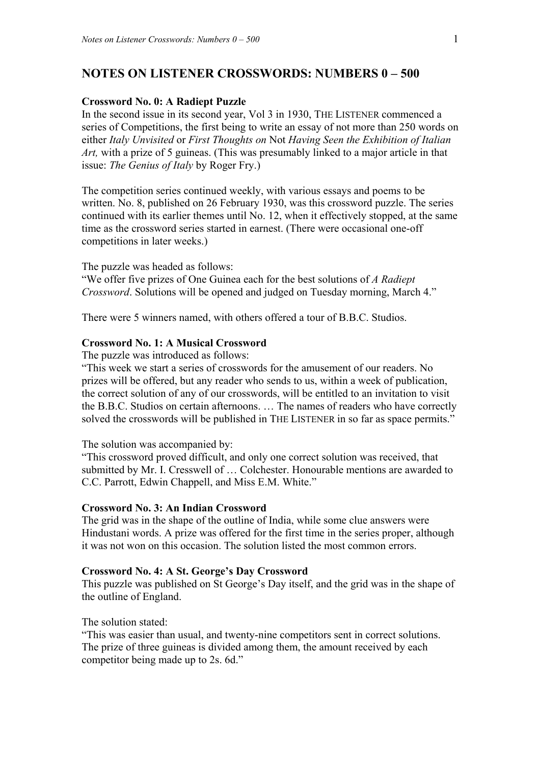# NOTES ON LISTENER CROSSWORDS: NUMBERS 0 – 500

**Crossword No. 0: A Radiept Puzzle**

In the second issue in its second year, Vol 3 in 1930, THE LISTENER commenced a series of Competitions, the first being to write an essay of not more than 250 words on either *Italy Unvisited* or *First Thoughts on* Not *Having Seen the Exhibition of Italian Art,* with a prize of 5 guineas. (This was presumably linked to a major article in that issue: *The Genius of Italy* by Roger Fry.)

The competition series continued weekly, with various essays and poems to be written. No. 8, published on 26 February 1930, was this crossword puzzle. The series continued with its earlier themes until No. 12, when it effectively stopped, at the same time as the crossword series started in earnest. (There were occasional one-off competitions in later weeks.)

The puzzle was headed as follows:
"We offer five prizes of One Guinea each for the best solutions of *A Radiept Crossword*. Solutions will be opened and judged on Tuesday morning, March 4."

There were 5 winners named, with others offered a tour of B.B.C. Studios.

**Crossword No. 1: A Musical Crossword**

The puzzle was introduced as follows:
"This week we start a series of crosswords for the amusement of our readers. No prizes will be offered, but any reader who sends to us, within a week of publication, the correct solution of any of our crosswords, will be entitled to an invitation to visit the B.B.C. Studios on certain afternoons. … The names of readers who have correctly solved the crosswords will be published in THE LISTENER in so far as space permits."

The solution was accompanied by:
"This crossword proved difficult, and only one correct solution was received, that submitted by Mr. I. Cresswell of … Colchester. Honourable mentions are awarded to C.C. Parrott, Edwin Chappell, and Miss E.M. White."

**Crossword No. 3: An Indian Crossword**

The grid was in the shape of the outline of India, while some clue answers were Hindustani words. A prize was offered for the first time in the series proper, although it was not won on this occasion. The solution listed the most common errors.

**Crossword No. 4: A St. George's Day Crossword**

This puzzle was published on St George's Day itself, and the grid was in the shape of the outline of England.

The solution stated:
"This was easier than usual, and twenty-nine competitors sent in correct solutions. The prize of three guineas is divided among them, the amount received by each competitor being made up to 2s. 6d."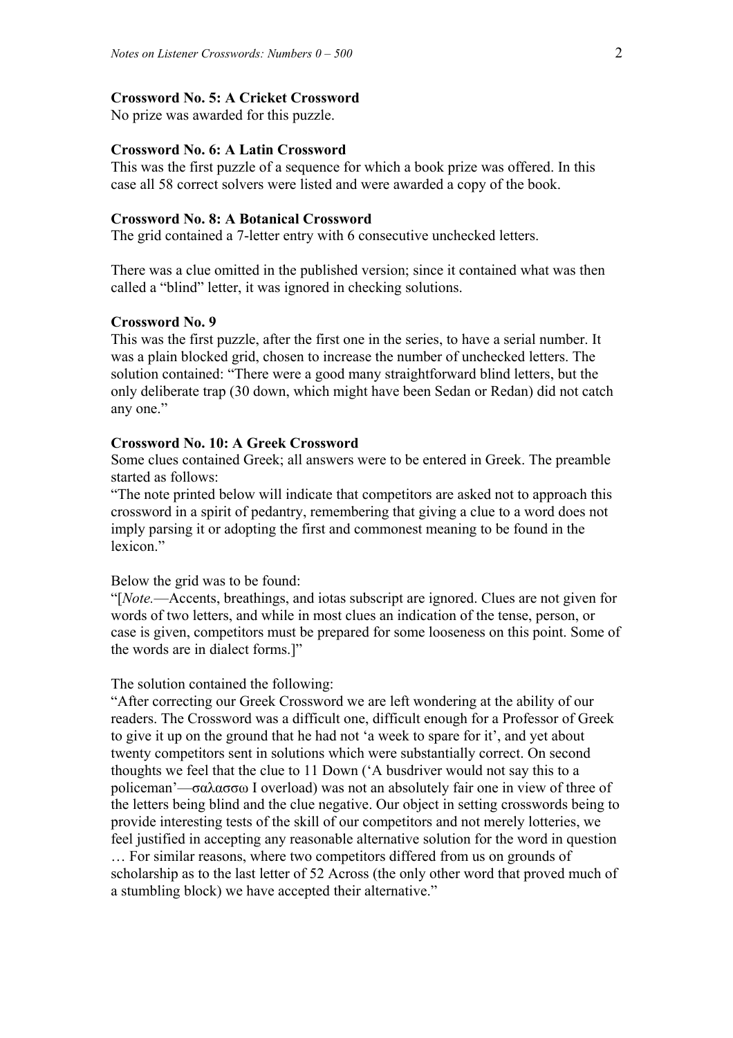**Crossword No. 5: A Cricket Crossword**

No prize was awarded for this puzzle.

**Crossword No. 6: A Latin Crossword**

This was the first puzzle of a sequence for which a book prize was offered. In this case all 58 correct solvers were listed and were awarded a copy of the book.

**Crossword No. 8: A Botanical Crossword**

The grid contained a 7-letter entry with 6 consecutive unchecked letters.

There was a clue omitted in the published version; since it contained what was then called a "blind" letter, it was ignored in checking solutions.

**Crossword No. 9**

This was the first puzzle, after the first one in the series, to have a serial number. It was a plain blocked grid, chosen to increase the number of unchecked letters. The solution contained: "There were a good many straightforward blind letters, but the only deliberate trap (30 down, which might have been Sedan or Redan) did not catch any one."

**Crossword No. 10: A Greek Crossword**

Some clues contained Greek; all answers were to be entered in Greek. The preamble started as follows:

"The note printed below will indicate that competitors are asked not to approach this crossword in a spirit of pedantry, remembering that giving a clue to a word does not imply parsing it or adopting the first and commonest meaning to be found in the lexicon."

Below the grid was to be found:

"[*Note.*—Accents, breathings, and iotas subscript are ignored. Clues are not given for words of two letters, and while in most clues an indication of the tense, person, or case is given, competitors must be prepared for some looseness on this point. Some of the words are in dialect forms.]"

The solution contained the following:

"After correcting our Greek Crossword we are left wondering at the ability of our readers. The Crossword was a difficult one, difficult enough for a Professor of Greek to give it up on the ground that he had not 'a week to spare for it', and yet about twenty competitors sent in solutions which were substantially correct. On second thoughts we feel that the clue to 11 Down ('A busdriver would not say this to a policeman'—σαλασσω I overload) was not an absolutely fair one in view of three of the letters being blind and the clue negative. Our object in setting crosswords being to provide interesting tests of the skill of our competitors and not merely lotteries, we feel justified in accepting any reasonable alternative solution for the word in question … For similar reasons, where two competitors differed from us on grounds of scholarship as to the last letter of 52 Across (the only other word that proved much of a stumbling block) we have accepted their alternative."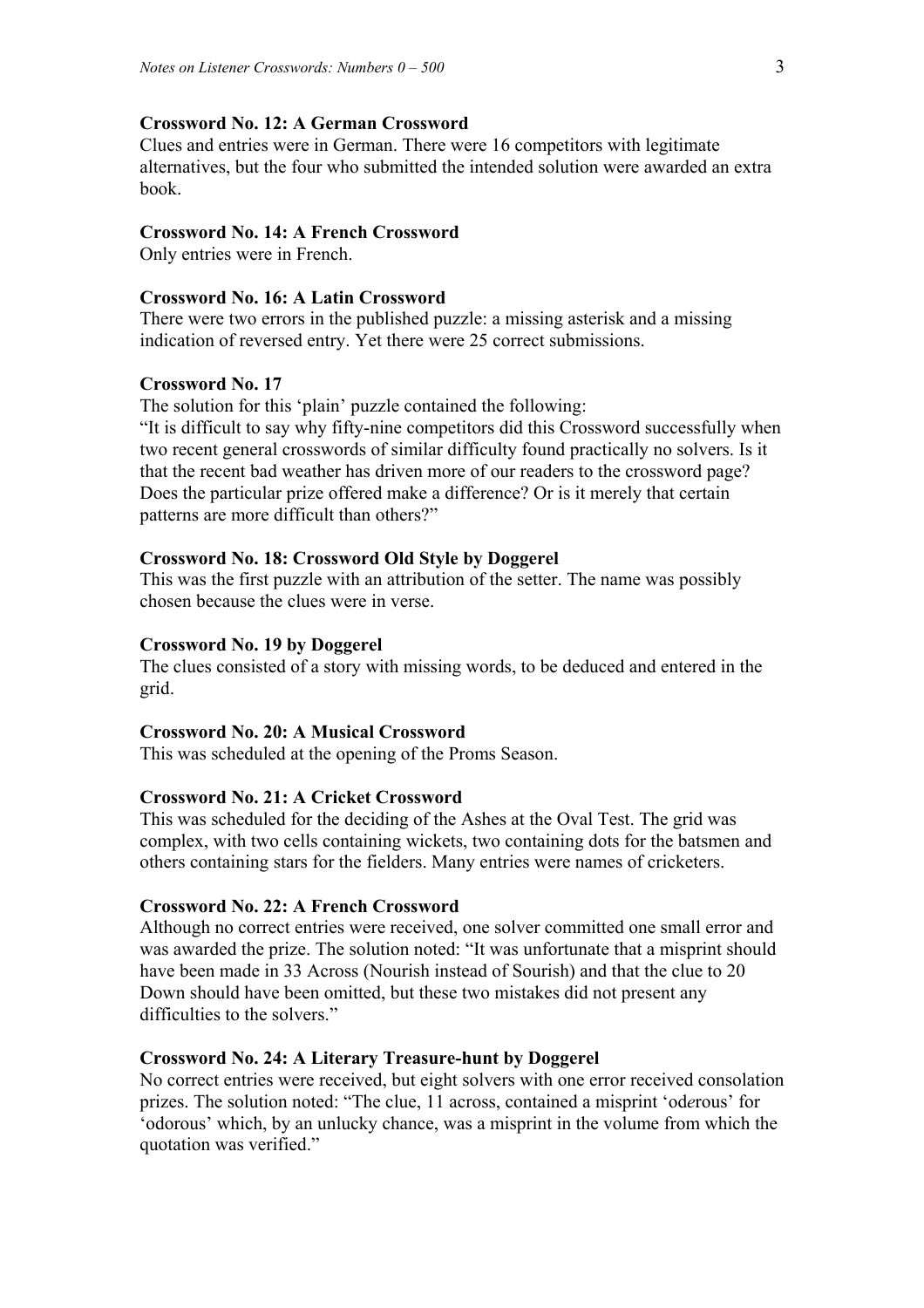### Crossword No. 12: A German Crossword

Clues and entries were in German. There were 16 competitors with legitimate alternatives, but the four who submitted the intended solution were awarded an extra book.

### Crossword No. 14: A French Crossword

Only entries were in French.

### Crossword No. 16: A Latin Crossword

There were two errors in the published puzzle: a missing asterisk and a missing indication of reversed entry. Yet there were 25 correct submissions.

### Crossword No. 17

The solution for this 'plain' puzzle contained the following:
"It is difficult to say why fifty-nine competitors did this Crossword successfully when two recent general crosswords of similar difficulty found practically no solvers. Is it that the recent bad weather has driven more of our readers to the crossword page? Does the particular prize offered make a difference? Or is it merely that certain patterns are more difficult than others?"

### Crossword No. 18: Crossword Old Style by Doggerel

This was the first puzzle with an attribution of the setter. The name was possibly chosen because the clues were in verse.

### Crossword No. 19 by Doggerel

The clues consisted of a story with missing words, to be deduced and entered in the grid.

### Crossword No. 20: A Musical Crossword

This was scheduled at the opening of the Proms Season.

### Crossword No. 21: A Cricket Crossword

This was scheduled for the deciding of the Ashes at the Oval Test. The grid was complex, with two cells containing wickets, two containing dots for the batsmen and others containing stars for the fielders. Many entries were names of cricketers.

### Crossword No. 22: A French Crossword

Although no correct entries were received, one solver committed one small error and was awarded the prize. The solution noted: "It was unfortunate that a misprint should have been made in 33 Across (Nourish instead of Sourish) and that the clue to 20 Down should have been omitted, but these two mistakes did not present any difficulties to the solvers."

### Crossword No. 24: A Literary Treasure-hunt by Doggerel

No correct entries were received, but eight solvers with one error received consolation prizes. The solution noted: "The clue, 11 across, contained a misprint 'od*e*rous' for 'odorous' which, by an unlucky chance, was a misprint in the volume from which the quotation was verified."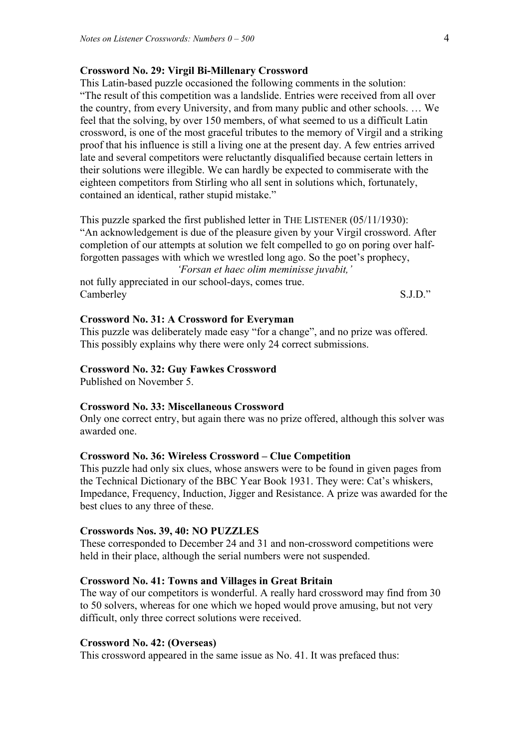**Crossword No. 29: Virgil Bi-Millenary Crossword**

This Latin-based puzzle occasioned the following comments in the solution:
"The result of this competition was a landslide. Entries were received from all over the country, from every University, and from many public and other schools. … We feel that the solving, by over 150 members, of what seemed to us a difficult Latin crossword, is one of the most graceful tributes to the memory of Virgil and a striking proof that his influence is still a living one at the present day. A few entries arrived late and several competitors were reluctantly disqualified because certain letters in their solutions were illegible. We can hardly be expected to commiserate with the eighteen competitors from Stirling who all sent in solutions which, fortunately, contained an identical, rather stupid mistake."

This puzzle sparked the first published letter in THE LISTENER (05/11/1930):
"An acknowledgement is due of the pleasure given by your Virgil crossword. After completion of our attempts at solution we felt compelled to go on poring over half-forgotten passages with which we wrestled long ago. So the poet's prophecy,

*'Forsan et haec olim meminisse juvabit,'*

not fully appreciated in our school-days, comes true.
Camberley S.J.D."

**Crossword No. 31: A Crossword for Everyman**

This puzzle was deliberately made easy "for a change", and no prize was offered. This possibly explains why there were only 24 correct submissions.

**Crossword No. 32: Guy Fawkes Crossword**

Published on November 5.

**Crossword No. 33: Miscellaneous Crossword**

Only one correct entry, but again there was no prize offered, although this solver was awarded one.

**Crossword No. 36: Wireless Crossword – Clue Competition**

This puzzle had only six clues, whose answers were to be found in given pages from the Technical Dictionary of the BBC Year Book 1931. They were: Cat's whiskers, Impedance, Frequency, Induction, Jigger and Resistance. A prize was awarded for the best clues to any three of these.

**Crosswords Nos. 39, 40: NO PUZZLES**

These corresponded to December 24 and 31 and non-crossword competitions were held in their place, although the serial numbers were not suspended.

**Crossword No. 41: Towns and Villages in Great Britain**

The way of our competitors is wonderful. A really hard crossword may find from 30 to 50 solvers, whereas for one which we hoped would prove amusing, but not very difficult, only three correct solutions were received.

**Crossword No. 42: (Overseas)**

This crossword appeared in the same issue as No. 41. It was prefaced thus: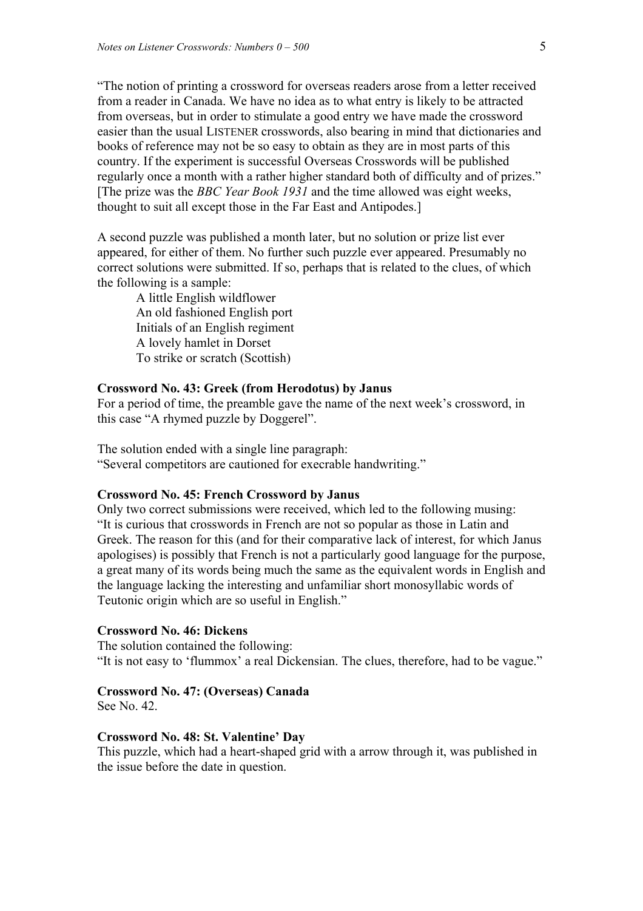"The notion of printing a crossword for overseas readers arose from a letter received from a reader in Canada. We have no idea as to what entry is likely to be attracted from overseas, but in order to stimulate a good entry we have made the crossword easier than the usual LISTENER crosswords, also bearing in mind that dictionaries and books of reference may not be so easy to obtain as they are in most parts of this country. If the experiment is successful Overseas Crosswords will be published regularly once a month with a rather higher standard both of difficulty and of prizes." [The prize was the *BBC Year Book 1931* and the time allowed was eight weeks, thought to suit all except those in the Far East and Antipodes.]

A second puzzle was published a month later, but no solution or prize list ever appeared, for either of them. No further such puzzle ever appeared. Presumably no correct solutions were submitted. If so, perhaps that is related to the clues, of which the following is a sample:

> A little English wildflower
> An old fashioned English port
> Initials of an English regiment
> A lovely hamlet in Dorset
> To strike or scratch (Scottish)

**Crossword No. 43: Greek (from Herodotus) by Janus**

For a period of time, the preamble gave the name of the next week's crossword, in this case "A rhymed puzzle by Doggerel".

The solution ended with a single line paragraph:
"Several competitors are cautioned for execrable handwriting."

**Crossword No. 45: French Crossword by Janus**

Only two correct submissions were received, which led to the following musing:
"It is curious that crosswords in French are not so popular as those in Latin and Greek. The reason for this (and for their comparative lack of interest, for which Janus apologises) is possibly that French is not a particularly good language for the purpose, a great many of its words being much the same as the equivalent words in English and the language lacking the interesting and unfamiliar short monosyllabic words of Teutonic origin which are so useful in English."

**Crossword No. 46: Dickens**

The solution contained the following:
"It is not easy to 'flummox' a real Dickensian. The clues, therefore, had to be vague."

**Crossword No. 47: (Overseas) Canada**

See No. 42.

**Crossword No. 48: St. Valentine' Day**

This puzzle, which had a heart-shaped grid with a arrow through it, was published in the issue before the date in question.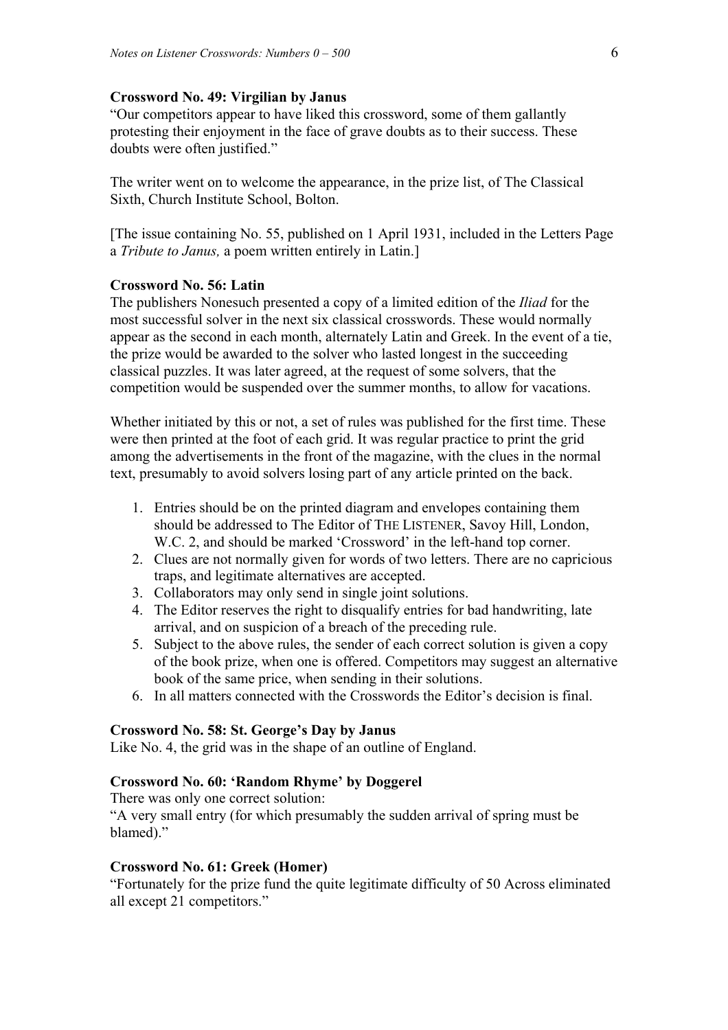**Crossword No. 49: Virgilian by Janus**

"Our competitors appear to have liked this crossword, some of them gallantly protesting their enjoyment in the face of grave doubts as to their success. These doubts were often justified."

The writer went on to welcome the appearance, in the prize list, of The Classical Sixth, Church Institute School, Bolton.

[The issue containing No. 55, published on 1 April 1931, included in the Letters Page a *Tribute to Janus,* a poem written entirely in Latin.]

**Crossword No. 56: Latin**

The publishers Nonesuch presented a copy of a limited edition of the *Iliad* for the most successful solver in the next six classical crosswords. These would normally appear as the second in each month, alternately Latin and Greek. In the event of a tie, the prize would be awarded to the solver who lasted longest in the succeeding classical puzzles. It was later agreed, at the request of some solvers, that the competition would be suspended over the summer months, to allow for vacations.

Whether initiated by this or not, a set of rules was published for the first time. These were then printed at the foot of each grid. It was regular practice to print the grid among the advertisements in the front of the magazine, with the clues in the normal text, presumably to avoid solvers losing part of any article printed on the back.

1. Entries should be on the printed diagram and envelopes containing them should be addressed to The Editor of THE LISTENER, Savoy Hill, London, W.C. 2, and should be marked 'Crossword' in the left-hand top corner.
2. Clues are not normally given for words of two letters. There are no capricious traps, and legitimate alternatives are accepted.
3. Collaborators may only send in single joint solutions.
4. The Editor reserves the right to disqualify entries for bad handwriting, late arrival, and on suspicion of a breach of the preceding rule.
5. Subject to the above rules, the sender of each correct solution is given a copy of the book prize, when one is offered. Competitors may suggest an alternative book of the same price, when sending in their solutions.
6. In all matters connected with the Crosswords the Editor's decision is final.

**Crossword No. 58: St. George's Day by Janus**

Like No. 4, the grid was in the shape of an outline of England.

**Crossword No. 60: 'Random Rhyme' by Doggerel**

There was only one correct solution:
"A very small entry (for which presumably the sudden arrival of spring must be blamed)."

**Crossword No. 61: Greek (Homer)**

"Fortunately for the prize fund the quite legitimate difficulty of 50 Across eliminated all except 21 competitors."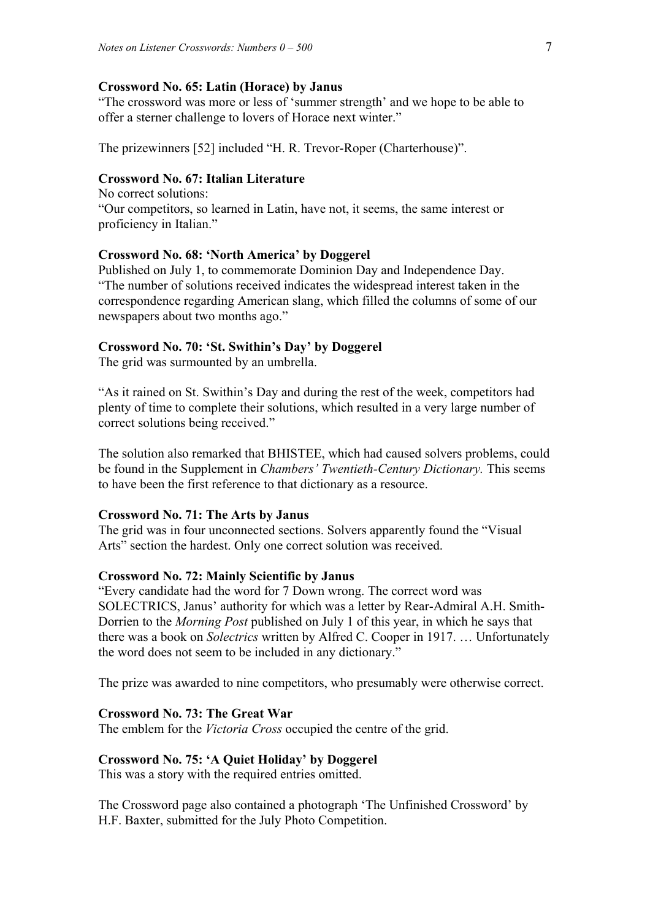**Crossword No. 65: Latin (Horace) by Janus**

"The crossword was more or less of 'summer strength' and we hope to be able to offer a sterner challenge to lovers of Horace next winter."

The prizewinners [52] included "H. R. Trevor-Roper (Charterhouse)".

**Crossword No. 67: Italian Literature**

No correct solutions:
"Our competitors, so learned in Latin, have not, it seems, the same interest or proficiency in Italian."

**Crossword No. 68: 'North America' by Doggerel**

Published on July 1, to commemorate Dominion Day and Independence Day.
"The number of solutions received indicates the widespread interest taken in the correspondence regarding American slang, which filled the columns of some of our newspapers about two months ago."

**Crossword No. 70: 'St. Swithin's Day' by Doggerel**

The grid was surmounted by an umbrella.

"As it rained on St. Swithin's Day and during the rest of the week, competitors had plenty of time to complete their solutions, which resulted in a very large number of correct solutions being received."

The solution also remarked that BHISTEE, which had caused solvers problems, could be found in the Supplement in *Chambers' Twentieth-Century Dictionary.* This seems to have been the first reference to that dictionary as a resource.

**Crossword No. 71: The Arts by Janus**

The grid was in four unconnected sections. Solvers apparently found the "Visual Arts" section the hardest. Only one correct solution was received.

**Crossword No. 72: Mainly Scientific by Janus**

"Every candidate had the word for 7 Down wrong. The correct word was SOLECTRICS, Janus' authority for which was a letter by Rear-Admiral A.H. Smith-Dorrien to the *Morning Post* published on July 1 of this year, in which he says that there was a book on *Solectrics* written by Alfred C. Cooper in 1917. … Unfortunately the word does not seem to be included in any dictionary."

The prize was awarded to nine competitors, who presumably were otherwise correct.

**Crossword No. 73: The Great War**

The emblem for the *Victoria Cross* occupied the centre of the grid.

**Crossword No. 75: 'A Quiet Holiday' by Doggerel**

This was a story with the required entries omitted.

The Crossword page also contained a photograph 'The Unfinished Crossword' by H.F. Baxter, submitted for the July Photo Competition.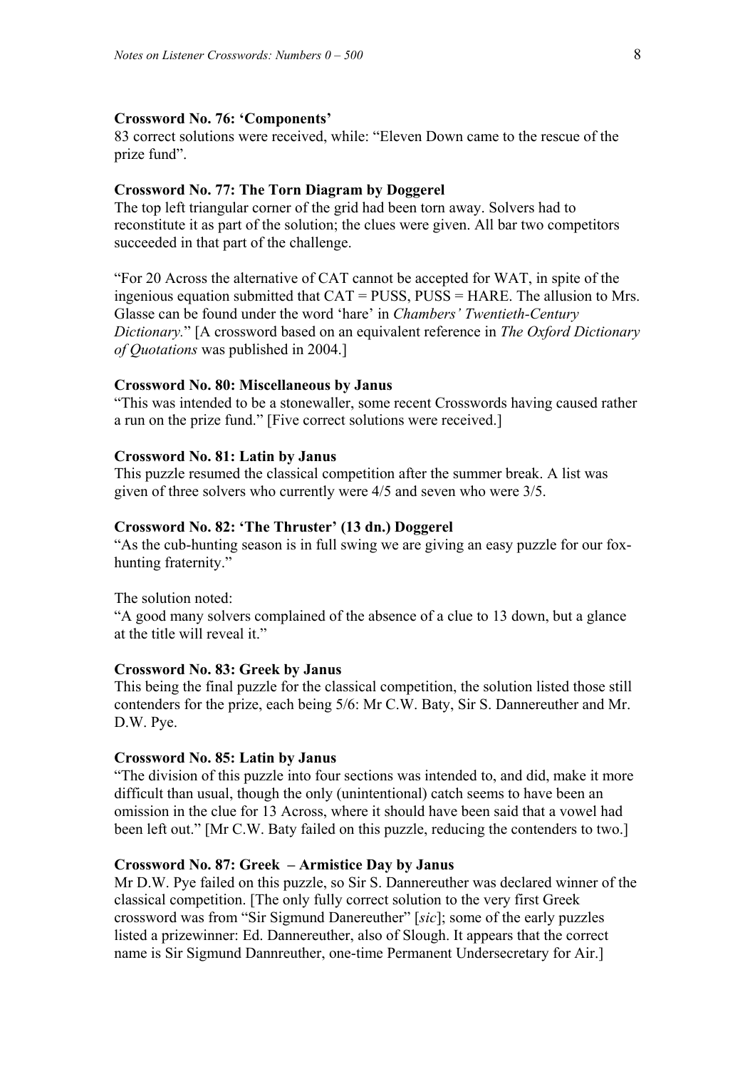**Crossword No. 76: 'Components'**
83 correct solutions were received, while: "Eleven Down came to the rescue of the prize fund".

**Crossword No. 77: The Torn Diagram by Doggerel**
The top left triangular corner of the grid had been torn away. Solvers had to reconstitute it as part of the solution; the clues were given. All bar two competitors succeeded in that part of the challenge.

"For 20 Across the alternative of CAT cannot be accepted for WAT, in spite of the ingenious equation submitted that CAT = PUSS, PUSS = HARE. The allusion to Mrs. Glasse can be found under the word 'hare' in *Chambers' Twentieth-Century Dictionary.*" [A crossword based on an equivalent reference in *The Oxford Dictionary of Quotations* was published in 2004.]

**Crossword No. 80: Miscellaneous by Janus**
"This was intended to be a stonewaller, some recent Crosswords having caused rather a run on the prize fund." [Five correct solutions were received.]

**Crossword No. 81: Latin by Janus**
This puzzle resumed the classical competition after the summer break. A list was given of three solvers who currently were 4/5 and seven who were 3/5.

**Crossword No. 82: 'The Thruster' (13 dn.) Doggerel**
"As the cub-hunting season is in full swing we are giving an easy puzzle for our fox-hunting fraternity."

The solution noted:
"A good many solvers complained of the absence of a clue to 13 down, but a glance at the title will reveal it."

**Crossword No. 83: Greek by Janus**
This being the final puzzle for the classical competition, the solution listed those still contenders for the prize, each being 5/6: Mr C.W. Baty, Sir S. Dannereuther and Mr. D.W. Pye.

**Crossword No. 85: Latin by Janus**
"The division of this puzzle into four sections was intended to, and did, make it more difficult than usual, though the only (unintentional) catch seems to have been an omission in the clue for 13 Across, where it should have been said that a vowel had been left out." [Mr C.W. Baty failed on this puzzle, reducing the contenders to two.]

**Crossword No. 87: Greek – Armistice Day by Janus**
Mr D.W. Pye failed on this puzzle, so Sir S. Dannereuther was declared winner of the classical competition. [The only fully correct solution to the very first Greek crossword was from "Sir Sigmund Danereuther" [*sic*]; some of the early puzzles listed a prizewinner: Ed. Dannereuther, also of Slough. It appears that the correct name is Sir Sigmund Dannreuther, one-time Permanent Undersecretary for Air.]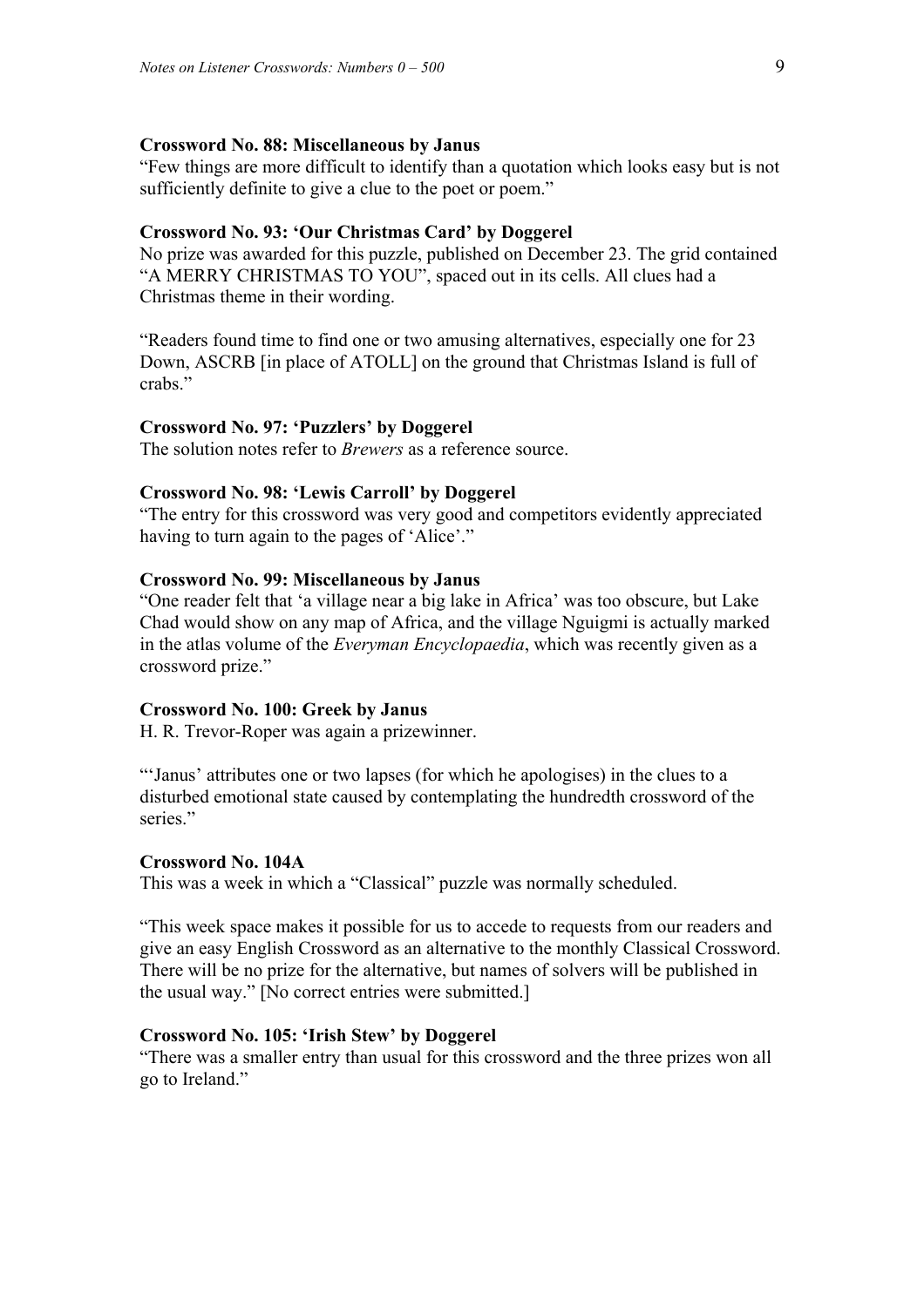**Crossword No. 88: Miscellaneous by Janus**

"Few things are more difficult to identify than a quotation which looks easy but is not sufficiently definite to give a clue to the poet or poem."

**Crossword No. 93: 'Our Christmas Card' by Doggerel**

No prize was awarded for this puzzle, published on December 23. The grid contained "A MERRY CHRISTMAS TO YOU", spaced out in its cells. All clues had a Christmas theme in their wording.

"Readers found time to find one or two amusing alternatives, especially one for 23 Down, ASCRB [in place of ATOLL] on the ground that Christmas Island is full of crabs."

**Crossword No. 97: 'Puzzlers' by Doggerel**

The solution notes refer to *Brewers* as a reference source.

**Crossword No. 98: 'Lewis Carroll' by Doggerel**

"The entry for this crossword was very good and competitors evidently appreciated having to turn again to the pages of 'Alice'."

**Crossword No. 99: Miscellaneous by Janus**

"One reader felt that 'a village near a big lake in Africa' was too obscure, but Lake Chad would show on any map of Africa, and the village Nguigmi is actually marked in the atlas volume of the *Everyman Encyclopaedia*, which was recently given as a crossword prize."

**Crossword No. 100: Greek by Janus**

H. R. Trevor-Roper was again a prizewinner.

"'Janus' attributes one or two lapses (for which he apologises) in the clues to a disturbed emotional state caused by contemplating the hundredth crossword of the series."

**Crossword No. 104A**

This was a week in which a "Classical" puzzle was normally scheduled.

"This week space makes it possible for us to accede to requests from our readers and give an easy English Crossword as an alternative to the monthly Classical Crossword. There will be no prize for the alternative, but names of solvers will be published in the usual way." [No correct entries were submitted.]

**Crossword No. 105: 'Irish Stew' by Doggerel**

"There was a smaller entry than usual for this crossword and the three prizes won all go to Ireland."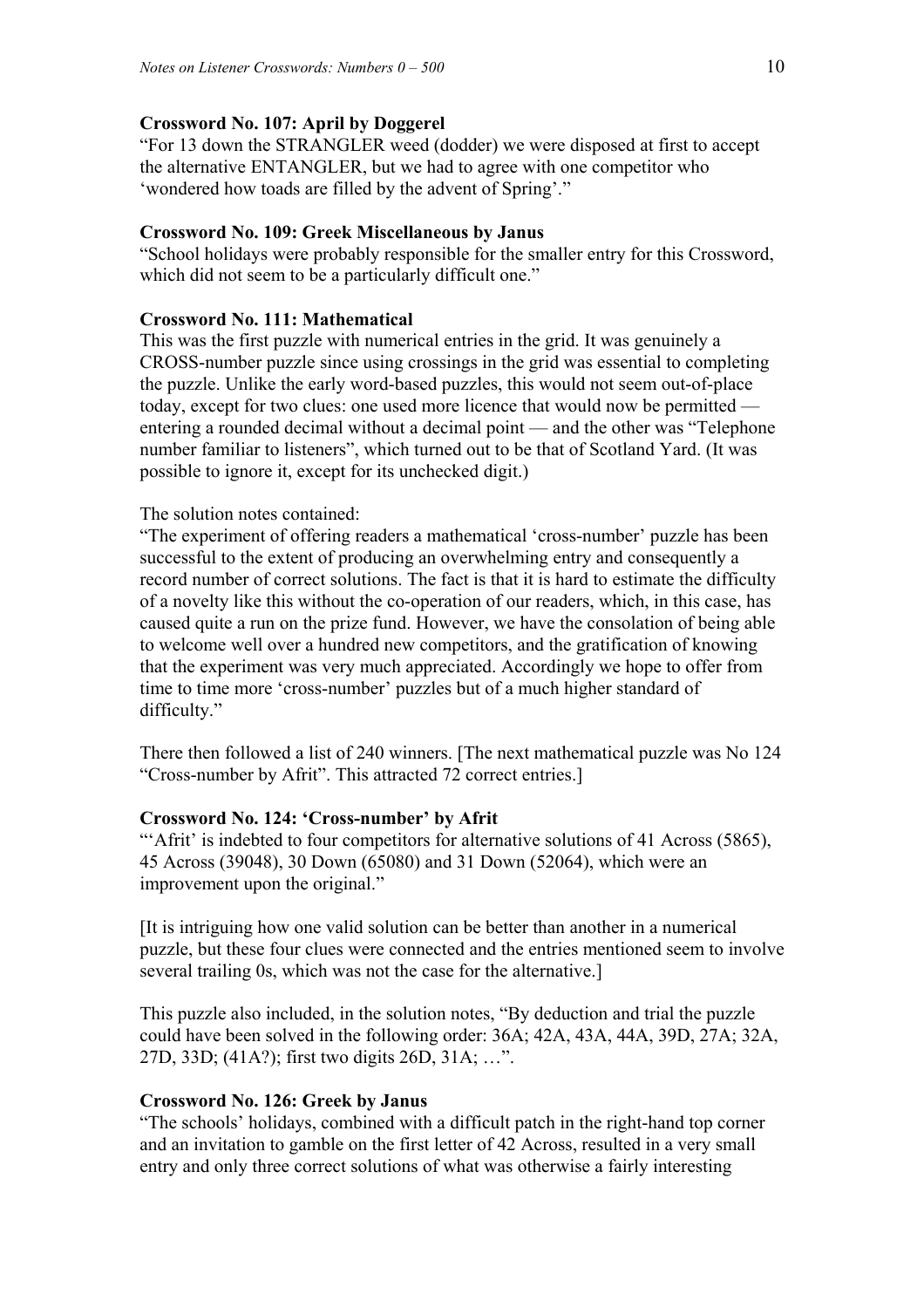**Crossword No. 107: April by Doggerel**

"For 13 down the STRANGLER weed (dodder) we were disposed at first to accept the alternative ENTANGLER, but we had to agree with one competitor who 'wondered how toads are filled by the advent of Spring'."

**Crossword No. 109: Greek Miscellaneous by Janus**

"School holidays were probably responsible for the smaller entry for this Crossword, which did not seem to be a particularly difficult one."

**Crossword No. 111: Mathematical**

This was the first puzzle with numerical entries in the grid. It was genuinely a CROSS-number puzzle since using crossings in the grid was essential to completing the puzzle. Unlike the early word-based puzzles, this would not seem out-of-place today, except for two clues: one used more licence that would now be permitted — entering a rounded decimal without a decimal point — and the other was "Telephone number familiar to listeners", which turned out to be that of Scotland Yard. (It was possible to ignore it, except for its unchecked digit.)

The solution notes contained:

"The experiment of offering readers a mathematical 'cross-number' puzzle has been successful to the extent of producing an overwhelming entry and consequently a record number of correct solutions. The fact is that it is hard to estimate the difficulty of a novelty like this without the co-operation of our readers, which, in this case, has caused quite a run on the prize fund. However, we have the consolation of being able to welcome well over a hundred new competitors, and the gratification of knowing that the experiment was very much appreciated. Accordingly we hope to offer from time to time more 'cross-number' puzzles but of a much higher standard of difficulty."

There then followed a list of 240 winners. [The next mathematical puzzle was No 124 "Cross-number by Afrit". This attracted 72 correct entries.]

**Crossword No. 124: 'Cross-number' by Afrit**

"'Afrit' is indebted to four competitors for alternative solutions of 41 Across (5865), 45 Across (39048), 30 Down (65080) and 31 Down (52064), which were an improvement upon the original."

[It is intriguing how one valid solution can be better than another in a numerical puzzle, but these four clues were connected and the entries mentioned seem to involve several trailing 0s, which was not the case for the alternative.]

This puzzle also included, in the solution notes, "By deduction and trial the puzzle could have been solved in the following order: 36A; 42A, 43A, 44A, 39D, 27A; 32A, 27D, 33D; (41A?); first two digits 26D, 31A; …".

**Crossword No. 126: Greek by Janus**

"The schools' holidays, combined with a difficult patch in the right-hand top corner and an invitation to gamble on the first letter of 42 Across, resulted in a very small entry and only three correct solutions of what was otherwise a fairly interesting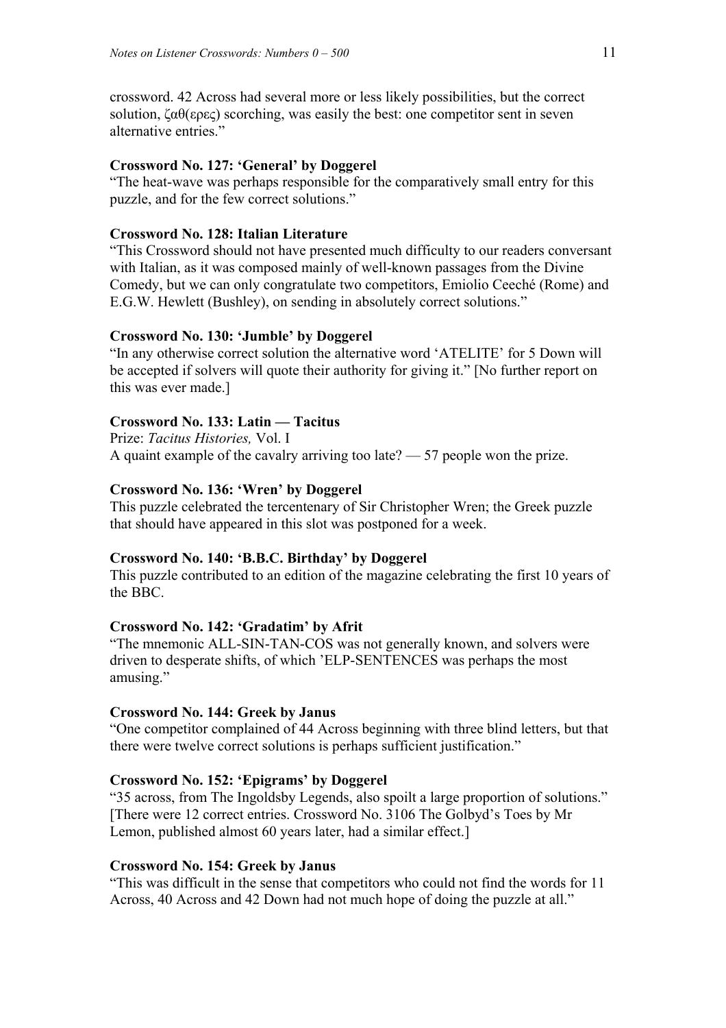crossword. 42 Across had several more or less likely possibilities, but the correct solution, ζαθ(ερες) scorching, was easily the best: one competitor sent in seven alternative entries."

**Crossword No. 127: 'General' by Doggerel**

"The heat-wave was perhaps responsible for the comparatively small entry for this puzzle, and for the few correct solutions."

**Crossword No. 128: Italian Literature**

"This Crossword should not have presented much difficulty to our readers conversant with Italian, as it was composed mainly of well-known passages from the Divine Comedy, but we can only congratulate two competitors, Emiolio Ceeché (Rome) and E.G.W. Hewlett (Bushley), on sending in absolutely correct solutions."

**Crossword No. 130: 'Jumble' by Doggerel**

"In any otherwise correct solution the alternative word 'ATELITE' for 5 Down will be accepted if solvers will quote their authority for giving it." [No further report on this was ever made.]

**Crossword No. 133: Latin — Tacitus**

Prize: *Tacitus Histories,* Vol. I

A quaint example of the cavalry arriving too late? — 57 people won the prize.

**Crossword No. 136: 'Wren' by Doggerel**

This puzzle celebrated the tercentenary of Sir Christopher Wren; the Greek puzzle that should have appeared in this slot was postponed for a week.

**Crossword No. 140: 'B.B.C. Birthday' by Doggerel**

This puzzle contributed to an edition of the magazine celebrating the first 10 years of the BBC.

**Crossword No. 142: 'Gradatim' by Afrit**

"The mnemonic ALL-SIN-TAN-COS was not generally known, and solvers were driven to desperate shifts, of which 'ELP-SENTENCES was perhaps the most amusing."

**Crossword No. 144: Greek by Janus**

"One competitor complained of 44 Across beginning with three blind letters, but that there were twelve correct solutions is perhaps sufficient justification."

**Crossword No. 152: 'Epigrams' by Doggerel**

"35 across, from The Ingoldsby Legends, also spoilt a large proportion of solutions." [There were 12 correct entries. Crossword No. 3106 The Golbyd's Toes by Mr Lemon, published almost 60 years later, had a similar effect.]

**Crossword No. 154: Greek by Janus**

"This was difficult in the sense that competitors who could not find the words for 11 Across, 40 Across and 42 Down had not much hope of doing the puzzle at all."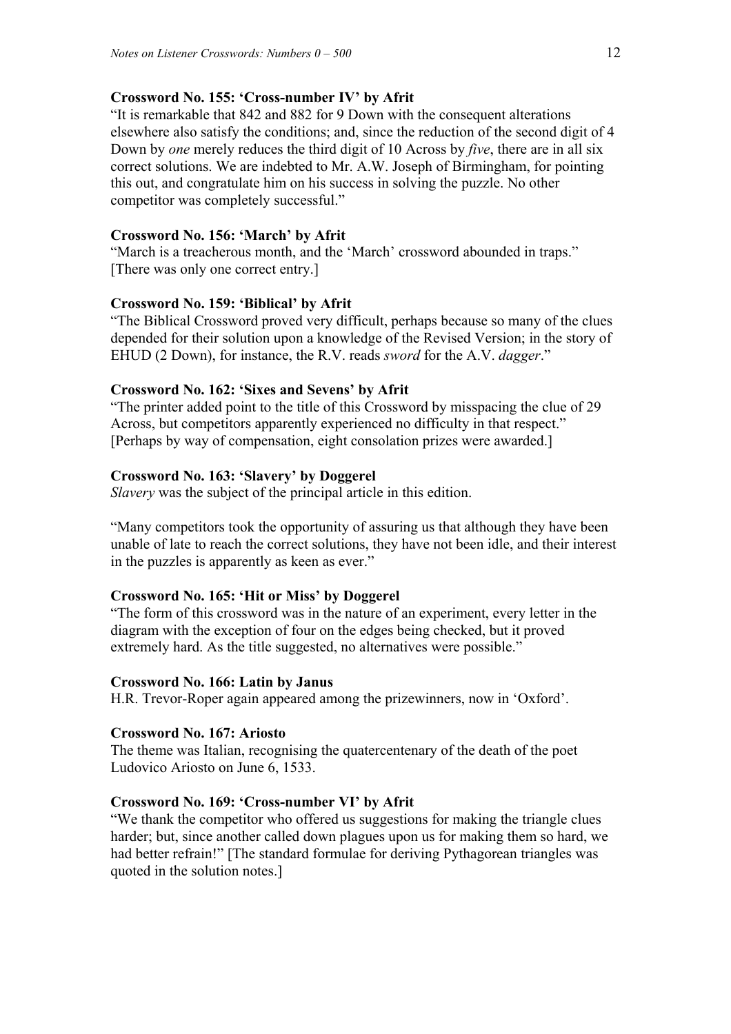**Crossword No. 155: 'Cross-number IV' by Afrit**

"It is remarkable that 842 and 882 for 9 Down with the consequent alterations elsewhere also satisfy the conditions; and, since the reduction of the second digit of 4 Down by *one* merely reduces the third digit of 10 Across by *five*, there are in all six correct solutions. We are indebted to Mr. A.W. Joseph of Birmingham, for pointing this out, and congratulate him on his success in solving the puzzle. No other competitor was completely successful."

**Crossword No. 156: 'March' by Afrit**

"March is a treacherous month, and the 'March' crossword abounded in traps." [There was only one correct entry.]

**Crossword No. 159: 'Biblical' by Afrit**

"The Biblical Crossword proved very difficult, perhaps because so many of the clues depended for their solution upon a knowledge of the Revised Version; in the story of EHUD (2 Down), for instance, the R.V. reads *sword* for the A.V. *dagger*."

**Crossword No. 162: 'Sixes and Sevens' by Afrit**

"The printer added point to the title of this Crossword by misspacing the clue of 29 Across, but competitors apparently experienced no difficulty in that respect." [Perhaps by way of compensation, eight consolation prizes were awarded.]

**Crossword No. 163: 'Slavery' by Doggerel**

*Slavery* was the subject of the principal article in this edition.

"Many competitors took the opportunity of assuring us that although they have been unable of late to reach the correct solutions, they have not been idle, and their interest in the puzzles is apparently as keen as ever."

**Crossword No. 165: 'Hit or Miss' by Doggerel**

"The form of this crossword was in the nature of an experiment, every letter in the diagram with the exception of four on the edges being checked, but it proved extremely hard. As the title suggested, no alternatives were possible."

**Crossword No. 166: Latin by Janus**

H.R. Trevor-Roper again appeared among the prizewinners, now in 'Oxford'.

**Crossword No. 167: Ariosto**

The theme was Italian, recognising the quatercentenary of the death of the poet Ludovico Ariosto on June 6, 1533.

**Crossword No. 169: 'Cross-number VI' by Afrit**

"We thank the competitor who offered us suggestions for making the triangle clues harder; but, since another called down plagues upon us for making them so hard, we had better refrain!" [The standard formulae for deriving Pythagorean triangles was quoted in the solution notes.]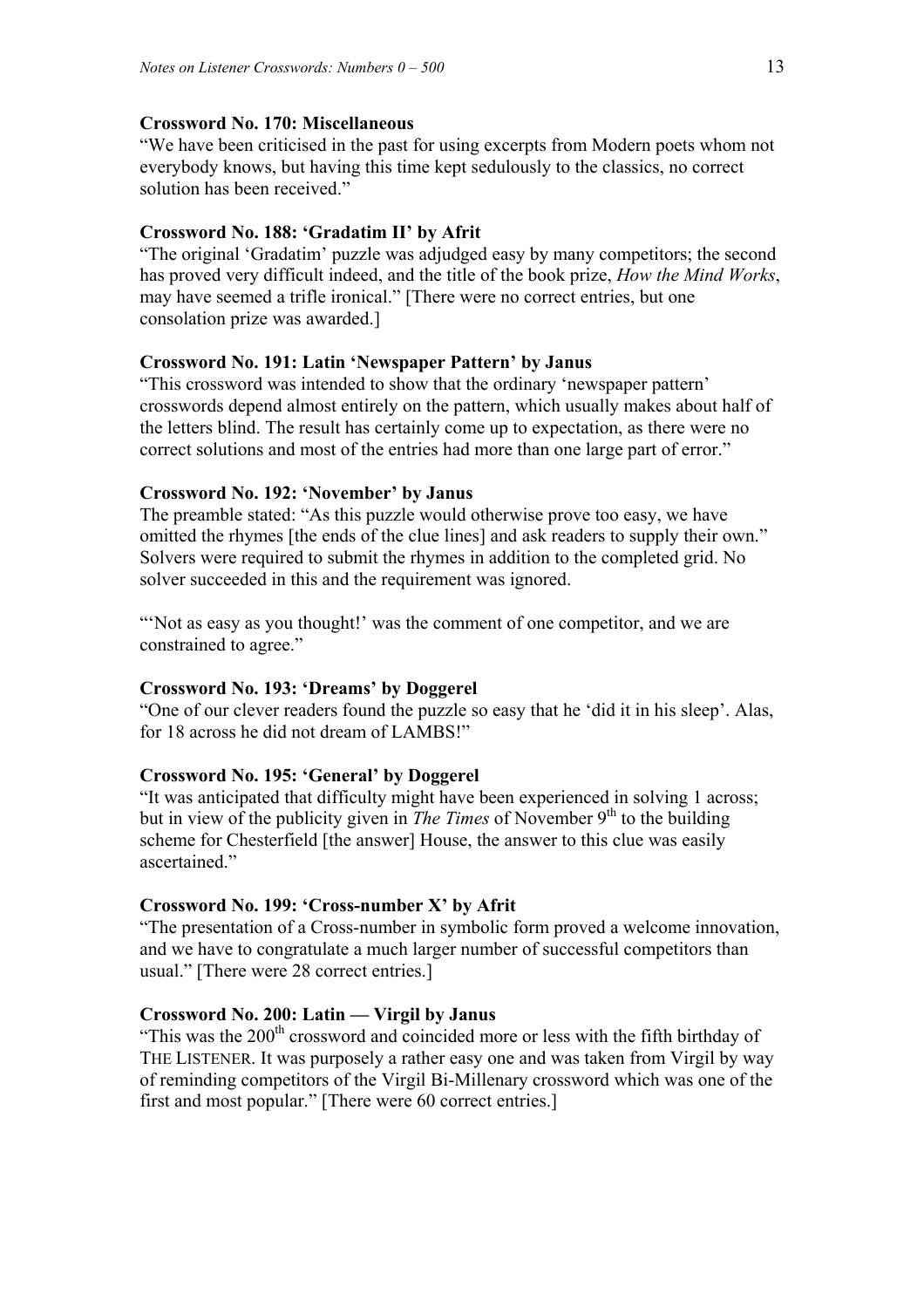### Crossword No. 170: Miscellaneous

"We have been criticised in the past for using excerpts from Modern poets whom not everybody knows, but having this time kept sedulously to the classics, no correct solution has been received."

### Crossword No. 188: 'Gradatim II' by Afrit

"The original 'Gradatim' puzzle was adjudged easy by many competitors; the second has proved very difficult indeed, and the title of the book prize, *How the Mind Works*, may have seemed a trifle ironical." [There were no correct entries, but one consolation prize was awarded.]

### Crossword No. 191: Latin 'Newspaper Pattern' by Janus

"This crossword was intended to show that the ordinary 'newspaper pattern' crosswords depend almost entirely on the pattern, which usually makes about half of the letters blind. The result has certainly come up to expectation, as there were no correct solutions and most of the entries had more than one large part of error."

### Crossword No. 192: 'November' by Janus

The preamble stated: "As this puzzle would otherwise prove too easy, we have omitted the rhymes [the ends of the clue lines] and ask readers to supply their own." Solvers were required to submit the rhymes in addition to the completed grid. No solver succeeded in this and the requirement was ignored.

"'Not as easy as you thought!' was the comment of one competitor, and we are constrained to agree."

### Crossword No. 193: 'Dreams' by Doggerel

"One of our clever readers found the puzzle so easy that he 'did it in his sleep'. Alas, for 18 across he did not dream of LAMBS!"

### Crossword No. 195: 'General' by Doggerel

"It was anticipated that difficulty might have been experienced in solving 1 across; but in view of the publicity given in *The Times* of November 9th to the building scheme for Chesterfield [the answer] House, the answer to this clue was easily ascertained."

### Crossword No. 199: 'Cross-number X' by Afrit

"The presentation of a Cross-number in symbolic form proved a welcome innovation, and we have to congratulate a much larger number of successful competitors than usual." [There were 28 correct entries.]

### Crossword No. 200: Latin — Virgil by Janus

"This was the 200th crossword and coincided more or less with the fifth birthday of THE LISTENER. It was purposely a rather easy one and was taken from Virgil by way of reminding competitors of the Virgil Bi-Millenary crossword which was one of the first and most popular." [There were 60 correct entries.]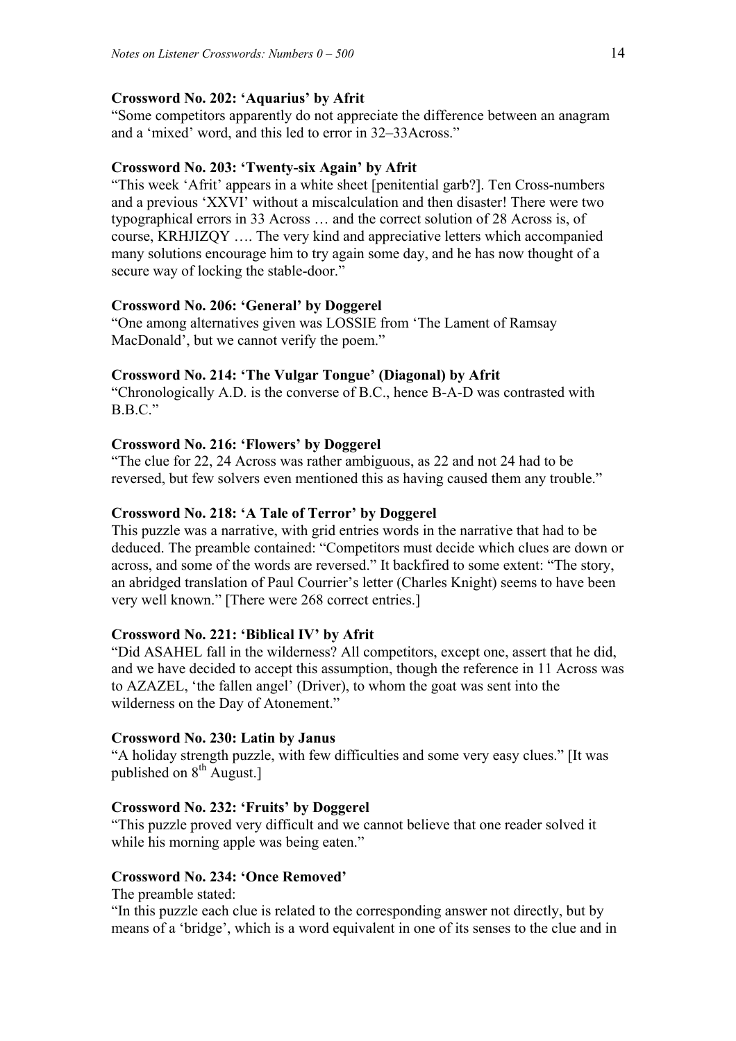**Crossword No. 202: 'Aquarius' by Afrit**

"Some competitors apparently do not appreciate the difference between an anagram and a 'mixed' word, and this led to error in 32–33Across."

**Crossword No. 203: 'Twenty-six Again' by Afrit**

"This week 'Afrit' appears in a white sheet [penitential garb?]. Ten Cross-numbers and a previous 'XXVI' without a miscalculation and then disaster! There were two typographical errors in 33 Across … and the correct solution of 28 Across is, of course, KRHJIZQY …. The very kind and appreciative letters which accompanied many solutions encourage him to try again some day, and he has now thought of a secure way of locking the stable-door."

**Crossword No. 206: 'General' by Doggerel**

"One among alternatives given was LOSSIE from 'The Lament of Ramsay MacDonald', but we cannot verify the poem."

**Crossword No. 214: 'The Vulgar Tongue' (Diagonal) by Afrit**

"Chronologically A.D. is the converse of B.C., hence B-A-D was contrasted with B.B.C."

**Crossword No. 216: 'Flowers' by Doggerel**

"The clue for 22, 24 Across was rather ambiguous, as 22 and not 24 had to be reversed, but few solvers even mentioned this as having caused them any trouble."

**Crossword No. 218: 'A Tale of Terror' by Doggerel**

This puzzle was a narrative, with grid entries words in the narrative that had to be deduced. The preamble contained: "Competitors must decide which clues are down or across, and some of the words are reversed." It backfired to some extent: "The story, an abridged translation of Paul Courrier's letter (Charles Knight) seems to have been very well known." [There were 268 correct entries.]

**Crossword No. 221: 'Biblical IV' by Afrit**

"Did ASAHEL fall in the wilderness? All competitors, except one, assert that he did, and we have decided to accept this assumption, though the reference in 11 Across was to AZAZEL, 'the fallen angel' (Driver), to whom the goat was sent into the wilderness on the Day of Atonement."

**Crossword No. 230: Latin by Janus**

"A holiday strength puzzle, with few difficulties and some very easy clues." [It was published on 8th August.]

**Crossword No. 232: 'Fruits' by Doggerel**

"This puzzle proved very difficult and we cannot believe that one reader solved it while his morning apple was being eaten."

**Crossword No. 234: 'Once Removed'**

The preamble stated:

"In this puzzle each clue is related to the corresponding answer not directly, but by means of a 'bridge', which is a word equivalent in one of its senses to the clue and in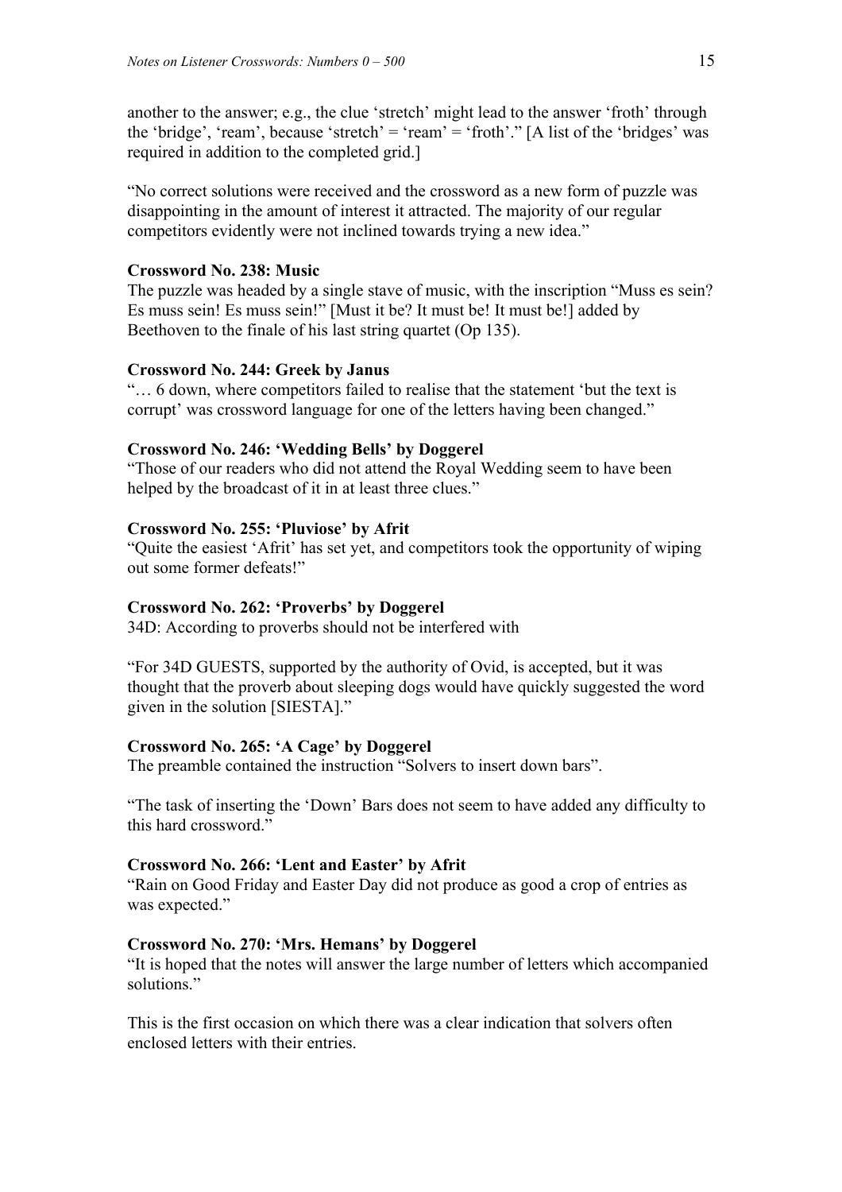another to the answer; e.g., the clue 'stretch' might lead to the answer 'froth' through the 'bridge', 'ream', because 'stretch' = 'ream' = 'froth'." [A list of the 'bridges' was required in addition to the completed grid.]

"No correct solutions were received and the crossword as a new form of puzzle was disappointing in the amount of interest it attracted. The majority of our regular competitors evidently were not inclined towards trying a new idea."

**Crossword No. 238: Music**
The puzzle was headed by a single stave of music, with the inscription "Muss es sein? Es muss sein! Es muss sein!" [Must it be? It must be! It must be!] added by Beethoven to the finale of his last string quartet (Op 135).

**Crossword No. 244: Greek by Janus**
"… 6 down, where competitors failed to realise that the statement 'but the text is corrupt' was crossword language for one of the letters having been changed."

**Crossword No. 246: 'Wedding Bells' by Doggerel**
"Those of our readers who did not attend the Royal Wedding seem to have been helped by the broadcast of it in at least three clues."

**Crossword No. 255: 'Pluviose' by Afrit**
"Quite the easiest 'Afrit' has set yet, and competitors took the opportunity of wiping out some former defeats!"

**Crossword No. 262: 'Proverbs' by Doggerel**
34D: According to proverbs should not be interfered with

"For 34D GUESTS, supported by the authority of Ovid, is accepted, but it was thought that the proverb about sleeping dogs would have quickly suggested the word given in the solution [SIESTA]."

**Crossword No. 265: 'A Cage' by Doggerel**
The preamble contained the instruction "Solvers to insert down bars".

"The task of inserting the 'Down' Bars does not seem to have added any difficulty to this hard crossword."

**Crossword No. 266: 'Lent and Easter' by Afrit**
"Rain on Good Friday and Easter Day did not produce as good a crop of entries as was expected."

**Crossword No. 270: 'Mrs. Hemans' by Doggerel**
"It is hoped that the notes will answer the large number of letters which accompanied solutions."

This is the first occasion on which there was a clear indication that solvers often enclosed letters with their entries.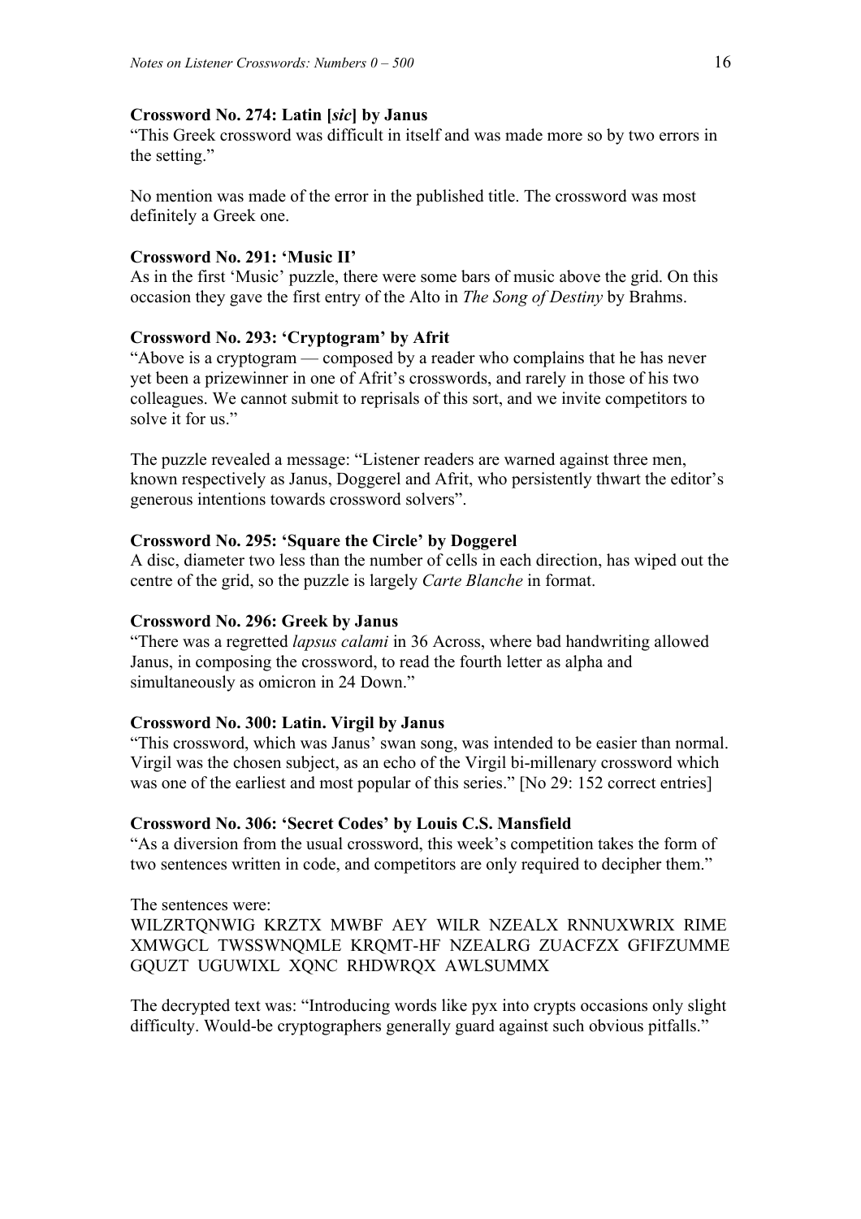**Crossword No. 274: Latin [*sic*] by Janus**

"This Greek crossword was difficult in itself and was made more so by two errors in the setting."

No mention was made of the error in the published title. The crossword was most definitely a Greek one.

**Crossword No. 291: 'Music II'**

As in the first 'Music' puzzle, there were some bars of music above the grid. On this occasion they gave the first entry of the Alto in *The Song of Destiny* by Brahms.

**Crossword No. 293: 'Cryptogram' by Afrit**

"Above is a cryptogram — composed by a reader who complains that he has never yet been a prizewinner in one of Afrit's crosswords, and rarely in those of his two colleagues. We cannot submit to reprisals of this sort, and we invite competitors to solve it for us."

The puzzle revealed a message: "Listener readers are warned against three men, known respectively as Janus, Doggerel and Afrit, who persistently thwart the editor's generous intentions towards crossword solvers".

**Crossword No. 295: 'Square the Circle' by Doggerel**

A disc, diameter two less than the number of cells in each direction, has wiped out the centre of the grid, so the puzzle is largely *Carte Blanche* in format.

**Crossword No. 296: Greek by Janus**

"There was a regretted *lapsus calami* in 36 Across, where bad handwriting allowed Janus, in composing the crossword, to read the fourth letter as alpha and simultaneously as omicron in 24 Down."

**Crossword No. 300: Latin. Virgil by Janus**

"This crossword, which was Janus' swan song, was intended to be easier than normal. Virgil was the chosen subject, as an echo of the Virgil bi-millenary crossword which was one of the earliest and most popular of this series." [No 29: 152 correct entries]

**Crossword No. 306: 'Secret Codes' by Louis C.S. Mansfield**

"As a diversion from the usual crossword, this week's competition takes the form of two sentences written in code, and competitors are only required to decipher them."

The sentences were:
WILZRTQNWIG KRZTX MWBF AEY WILR NZEALX RNNUXWRIX RIME XMWGCL TWSSWNQMLE KRQMT-HF NZEALRG ZUACFZX GFIFZUMME GQUZT UGUWIXL XQNC RHDWRQX AWLSUMMX

The decrypted text was: "Introducing words like pyx into crypts occasions only slight difficulty. Would-be cryptographers generally guard against such obvious pitfalls."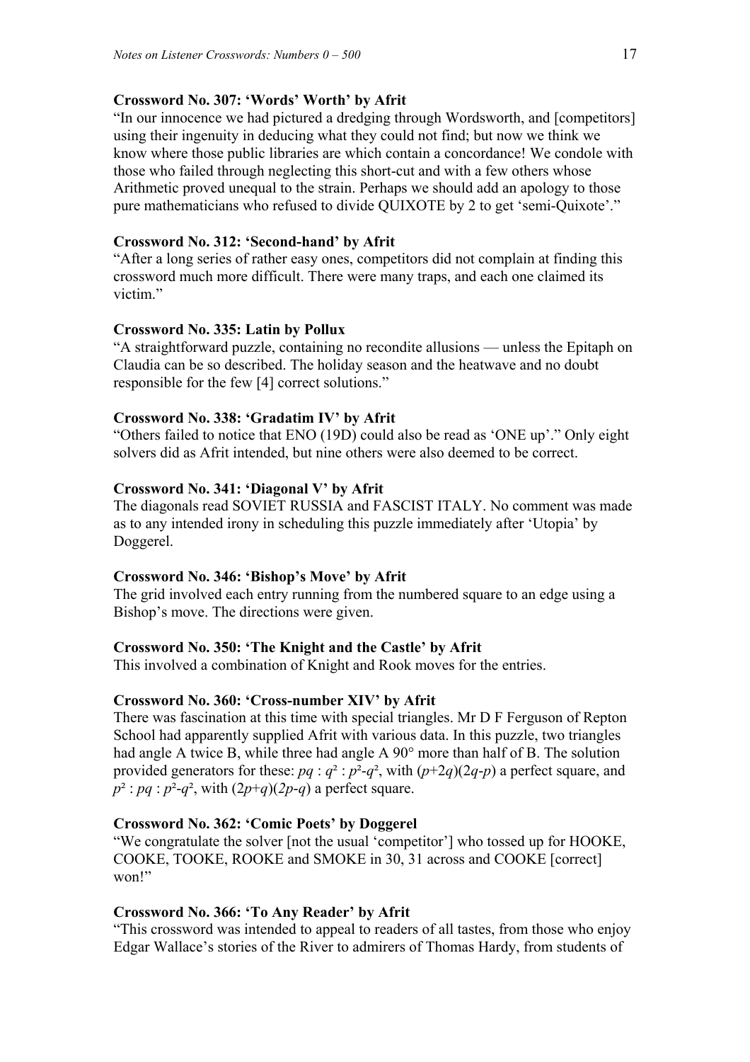**Crossword No. 307: ‘Words’ Worth’ by Afrit**

“In our innocence we had pictured a dredging through Wordsworth, and [competitors] using their ingenuity in deducing what they could not find; but now we think we know where those public libraries are which contain a concordance! We condole with those who failed through neglecting this short-cut and with a few others whose Arithmetic proved unequal to the strain. Perhaps we should add an apology to those pure mathematicians who refused to divide QUIXOTE by 2 to get ‘semi-Quixote’.”

**Crossword No. 312: ‘Second-hand’ by Afrit**

“After a long series of rather easy ones, competitors did not complain at finding this crossword much more difficult. There were many traps, and each one claimed its victim.”

**Crossword No. 335: Latin by Pollux**

“A straightforward puzzle, containing no recondite allusions — unless the Epitaph on Claudia can be so described. The holiday season and the heatwave and no doubt responsible for the few [4] correct solutions.”

**Crossword No. 338: ‘Gradatim IV’ by Afrit**

“Others failed to notice that ENO (19D) could also be read as ‘ONE up’.” Only eight solvers did as Afrit intended, but nine others were also deemed to be correct.

**Crossword No. 341: ‘Diagonal V’ by Afrit**

The diagonals read SOVIET RUSSIA and FASCIST ITALY. No comment was made as to any intended irony in scheduling this puzzle immediately after ‘Utopia’ by Doggerel.

**Crossword No. 346: ‘Bishop’s Move’ by Afrit**

The grid involved each entry running from the numbered square to an edge using a Bishop’s move. The directions were given.

**Crossword No. 350: ‘The Knight and the Castle’ by Afrit**

This involved a combination of Knight and Rook moves for the entries.

**Crossword No. 360: ‘Cross-number XIV’ by Afrit**

There was fascination at this time with special triangles. Mr D F Ferguson of Repton School had apparently supplied Afrit with various data. In this puzzle, two triangles had angle A twice B, while three had angle A 90° more than half of B. The solution provided generators for these: $pq : q^2 : p^2\text{-}q^2$, with $(p+2q)(2q\text{-}p)$ a perfect square, and $p^2 : pq : p^2\text{-}q^2$, with $(2p+q)(2p\text{-}q)$ a perfect square.

**Crossword No. 362: ‘Comic Poets’ by Doggerel**

“We congratulate the solver [not the usual ‘competitor’] who tossed up for HOOKE, COOKE, TOOKE, ROOKE and SMOKE in 30, 31 across and COOKE [correct] won!”

**Crossword No. 366: ‘To Any Reader’ by Afrit**

“This crossword was intended to appeal to readers of all tastes, from those who enjoy Edgar Wallace’s stories of the River to admirers of Thomas Hardy, from students of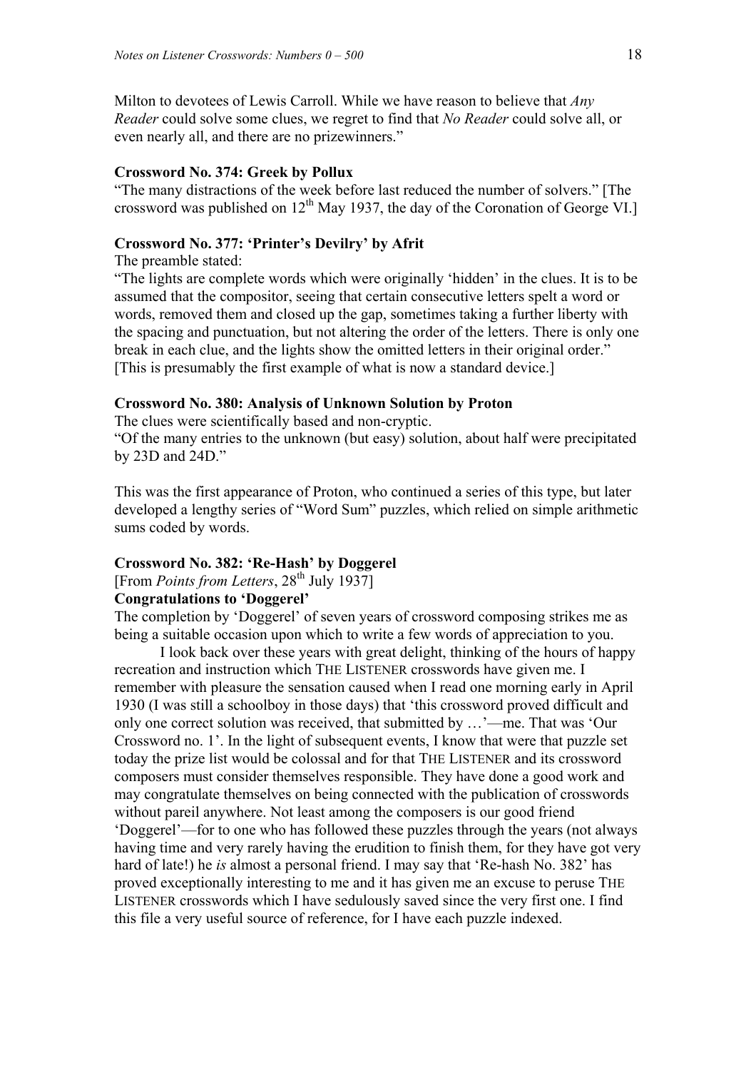Milton to devotees of Lewis Carroll. While we have reason to believe that *Any Reader* could solve some clues, we regret to find that *No Reader* could solve all, or even nearly all, and there are no prizewinners."

**Crossword No. 374: Greek by Pollux**

"The many distractions of the week before last reduced the number of solvers." [The crossword was published on 12th May 1937, the day of the Coronation of George VI.]

**Crossword No. 377: 'Printer's Devilry' by Afrit**

The preamble stated:

"The lights are complete words which were originally 'hidden' in the clues. It is to be assumed that the compositor, seeing that certain consecutive letters spelt a word or words, removed them and closed up the gap, sometimes taking a further liberty with the spacing and punctuation, but not altering the order of the letters. There is only one break in each clue, and the lights show the omitted letters in their original order." [This is presumably the first example of what is now a standard device.]

**Crossword No. 380: Analysis of Unknown Solution by Proton**

The clues were scientifically based and non-cryptic.

"Of the many entries to the unknown (but easy) solution, about half were precipitated by 23D and 24D."

This was the first appearance of Proton, who continued a series of this type, but later developed a lengthy series of "Word Sum" puzzles, which relied on simple arithmetic sums coded by words.

**Crossword No. 382: 'Re-Hash' by Doggerel**

[From *Points from Letters*, 28th July 1937]

**Congratulations to 'Doggerel'**

The completion by 'Doggerel' of seven years of crossword composing strikes me as being a suitable occasion upon which to write a few words of appreciation to you.

I look back over these years with great delight, thinking of the hours of happy recreation and instruction which THE LISTENER crosswords have given me. I remember with pleasure the sensation caused when I read one morning early in April 1930 (I was still a schoolboy in those days) that 'this crossword proved difficult and only one correct solution was received, that submitted by …'—me. That was 'Our Crossword no. 1'. In the light of subsequent events, I know that were that puzzle set today the prize list would be colossal and for that THE LISTENER and its crossword composers must consider themselves responsible. They have done a good work and may congratulate themselves on being connected with the publication of crosswords without pareil anywhere. Not least among the composers is our good friend 'Doggerel'—for to one who has followed these puzzles through the years (not always having time and very rarely having the erudition to finish them, for they have got very hard of late!) he *is* almost a personal friend. I may say that 'Re-hash No. 382' has proved exceptionally interesting to me and it has given me an excuse to peruse THE LISTENER crosswords which I have sedulously saved since the very first one. I find this file a very useful source of reference, for I have each puzzle indexed.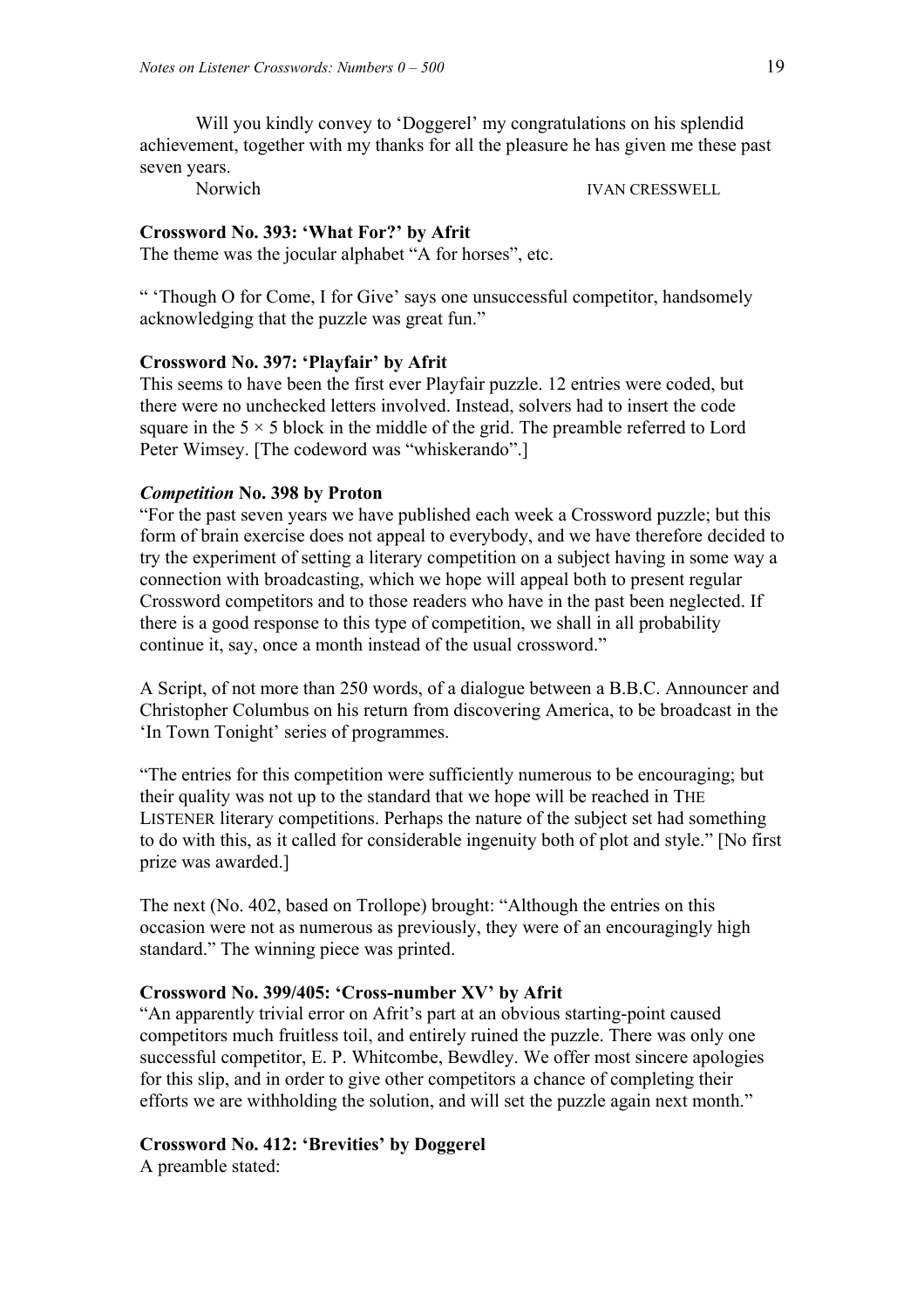Will you kindly convey to 'Doggerel' my congratulations on his splendid achievement, together with my thanks for all the pleasure he has given me these past seven years.

Norwich IVAN CRESSWELL

**Crossword No. 393: 'What For?' by Afrit**

The theme was the jocular alphabet "A for horses", etc.

" 'Though O for Come, I for Give' says one unsuccessful competitor, handsomely acknowledging that the puzzle was great fun."

**Crossword No. 397: 'Playfair' by Afrit**

This seems to have been the first ever Playfair puzzle. 12 entries were coded, but there were no unchecked letters involved. Instead, solvers had to insert the code square in the 5 × 5 block in the middle of the grid. The preamble referred to Lord Peter Wimsey. [The codeword was "whiskerando".]

***Competition* No. 398 by Proton**

"For the past seven years we have published each week a Crossword puzzle; but this form of brain exercise does not appeal to everybody, and we have therefore decided to try the experiment of setting a literary competition on a subject having in some way a connection with broadcasting, which we hope will appeal both to present regular Crossword competitors and to those readers who have in the past been neglected. If there is a good response to this type of competition, we shall in all probability continue it, say, once a month instead of the usual crossword."

A Script, of not more than 250 words, of a dialogue between a B.B.C. Announcer and Christopher Columbus on his return from discovering America, to be broadcast in the 'In Town Tonight' series of programmes.

"The entries for this competition were sufficiently numerous to be encouraging; but their quality was not up to the standard that we hope will be reached in THE LISTENER literary competitions. Perhaps the nature of the subject set had something to do with this, as it called for considerable ingenuity both of plot and style." [No first prize was awarded.]

The next (No. 402, based on Trollope) brought: "Although the entries on this occasion were not as numerous as previously, they were of an encouragingly high standard." The winning piece was printed.

**Crossword No. 399/405: 'Cross-number XV' by Afrit**

"An apparently trivial error on Afrit's part at an obvious starting-point caused competitors much fruitless toil, and entirely ruined the puzzle. There was only one successful competitor, E. P. Whitcombe, Bewdley. We offer most sincere apologies for this slip, and in order to give other competitors a chance of completing their efforts we are withholding the solution, and will set the puzzle again next month."

**Crossword No. 412: 'Brevities' by Doggerel**

A preamble stated: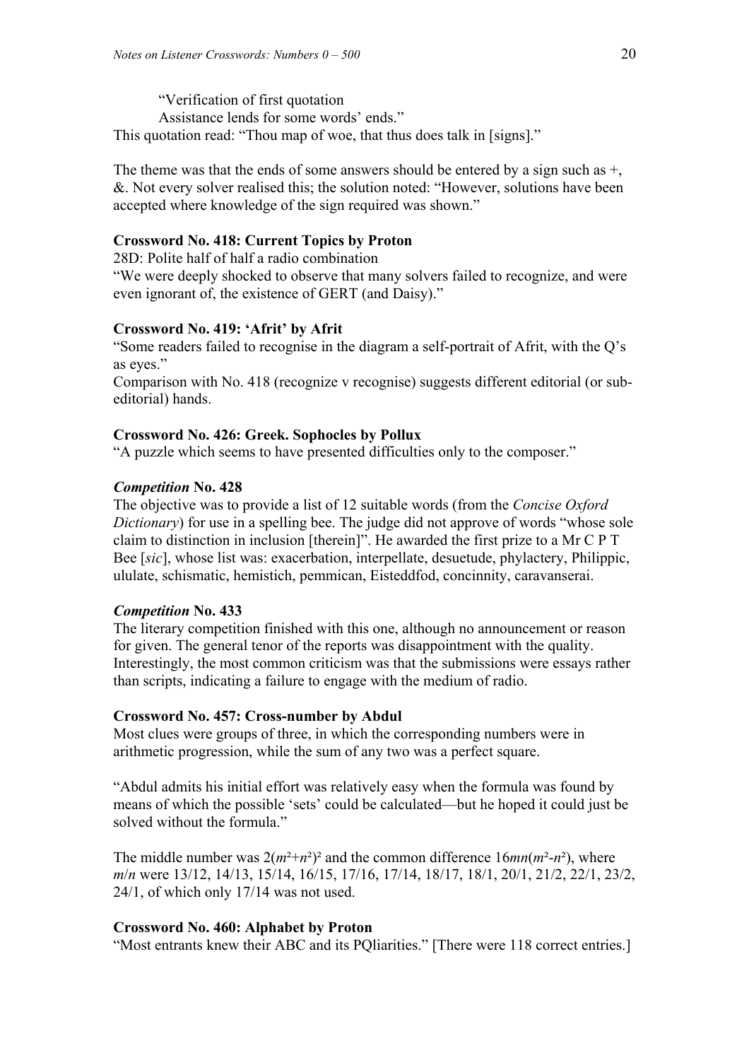“Verification of first quotation
Assistance lends for some words’ ends.”

This quotation read: “Thou map of woe, that thus does talk in [signs].”

The theme was that the ends of some answers should be entered by a sign such as +, &. Not every solver realised this; the solution noted: “However, solutions have been accepted where knowledge of the sign required was shown.”

**Crossword No. 418: Current Topics by Proton**

28D: Polite half of half a radio combination

“We were deeply shocked to observe that many solvers failed to recognize, and were even ignorant of, the existence of GERT (and Daisy).”

**Crossword No. 419: ‘Afrit’ by Afrit**

“Some readers failed to recognise in the diagram a self-portrait of Afrit, with the Q’s as eyes.”

Comparison with No. 418 (recognize v recognise) suggests different editorial (or sub-editorial) hands.

**Crossword No. 426: Greek. Sophocles by Pollux**

“A puzzle which seems to have presented difficulties only to the composer.”

***Competition* No. 428**

The objective was to provide a list of 12 suitable words (from the *Concise Oxford Dictionary*) for use in a spelling bee. The judge did not approve of words “whose sole claim to distinction in inclusion [therein]”. He awarded the first prize to a Mr C P T Bee [*sic*], whose list was: exacerbation, interpellate, desuetude, phylactery, Philippic, ululate, schismatic, hemistich, pemmican, Eisteddfod, concinnity, caravanserai.

***Competition* No. 433**

The literary competition finished with this one, although no announcement or reason for given. The general tenor of the reports was disappointment with the quality. Interestingly, the most common criticism was that the submissions were essays rather than scripts, indicating a failure to engage with the medium of radio.

**Crossword No. 457: Cross-number by Abdul**

Most clues were groups of three, in which the corresponding numbers were in arithmetic progression, while the sum of any two was a perfect square.

“Abdul admits his initial effort was relatively easy when the formula was found by means of which the possible ‘sets’ could be calculated—but he hoped it could just be solved without the formula.”

The middle number was $2(m^2+n^2)^2$ and the common difference $16mn(m^2-n^2)$, where $m/n$ were 13/12, 14/13, 15/14, 16/15, 17/16, 17/14, 18/17, 18/1, 20/1, 21/2, 22/1, 23/2, 24/1, of which only 17/14 was not used.

**Crossword No. 460: Alphabet by Proton**

“Most entrants knew their ABC and its PQliarities.” [There were 118 correct entries.]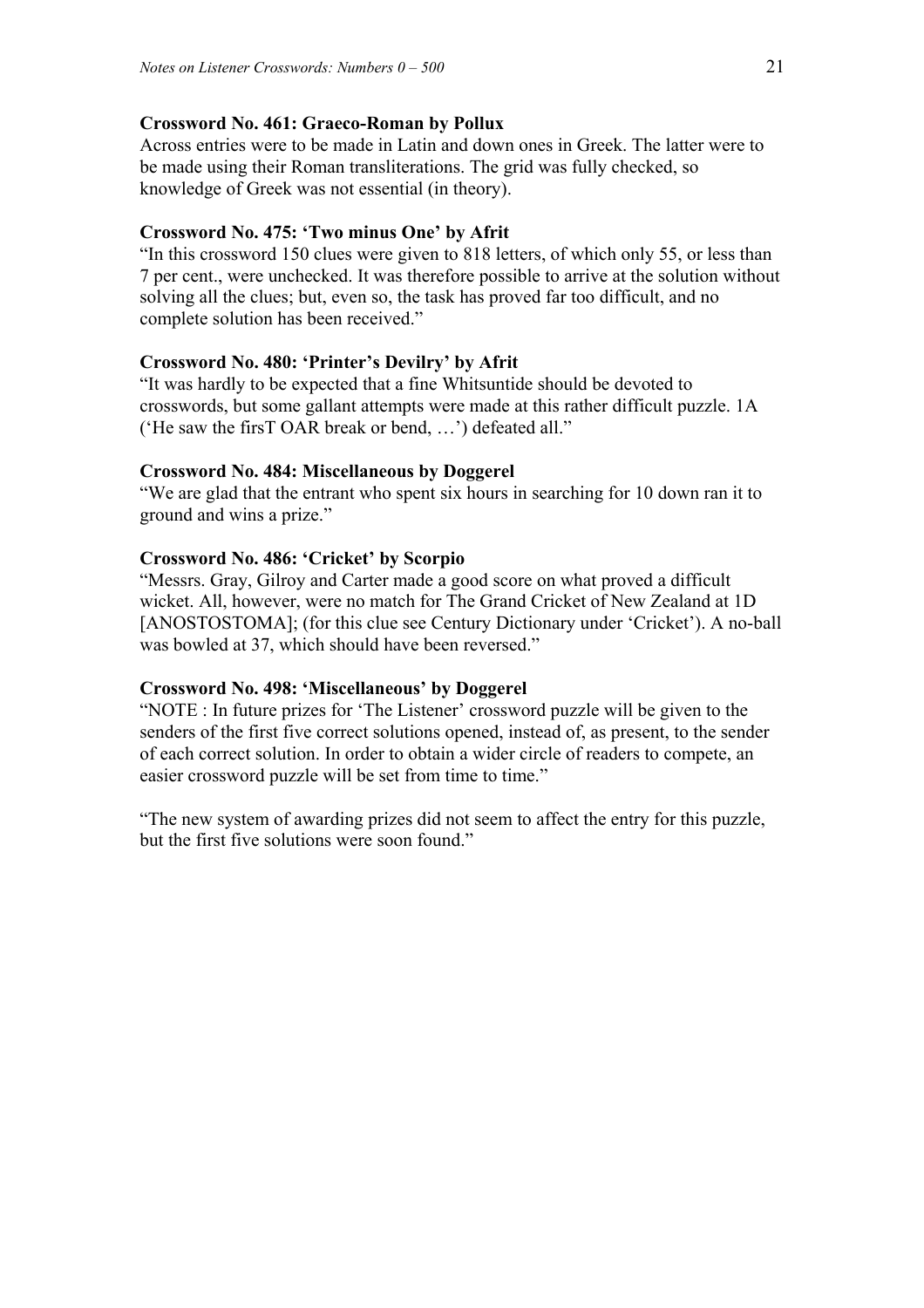**Crossword No. 461: Graeco-Roman by Pollux**

Across entries were to be made in Latin and down ones in Greek. The latter were to be made using their Roman transliterations. The grid was fully checked, so knowledge of Greek was not essential (in theory).

**Crossword No. 475: 'Two minus One' by Afrit**

"In this crossword 150 clues were given to 818 letters, of which only 55, or less than 7 per cent., were unchecked. It was therefore possible to arrive at the solution without solving all the clues; but, even so, the task has proved far too difficult, and no complete solution has been received."

**Crossword No. 480: 'Printer's Devilry' by Afrit**

"It was hardly to be expected that a fine Whitsuntide should be devoted to crosswords, but some gallant attempts were made at this rather difficult puzzle. 1A ('He saw the firsT OAR break or bend, …') defeated all."

**Crossword No. 484: Miscellaneous by Doggerel**

"We are glad that the entrant who spent six hours in searching for 10 down ran it to ground and wins a prize."

**Crossword No. 486: 'Cricket' by Scorpio**

"Messrs. Gray, Gilroy and Carter made a good score on what proved a difficult wicket. All, however, were no match for The Grand Cricket of New Zealand at 1D [ANOSTOSTOMA]; (for this clue see Century Dictionary under 'Cricket'). A no-ball was bowled at 37, which should have been reversed."

**Crossword No. 498: 'Miscellaneous' by Doggerel**

"NOTE : In future prizes for 'The Listener' crossword puzzle will be given to the senders of the first five correct solutions opened, instead of, as present, to the sender of each correct solution. In order to obtain a wider circle of readers to compete, an easier crossword puzzle will be set from time to time."

"The new system of awarding prizes did not seem to affect the entry for this puzzle, but the first five solutions were soon found."